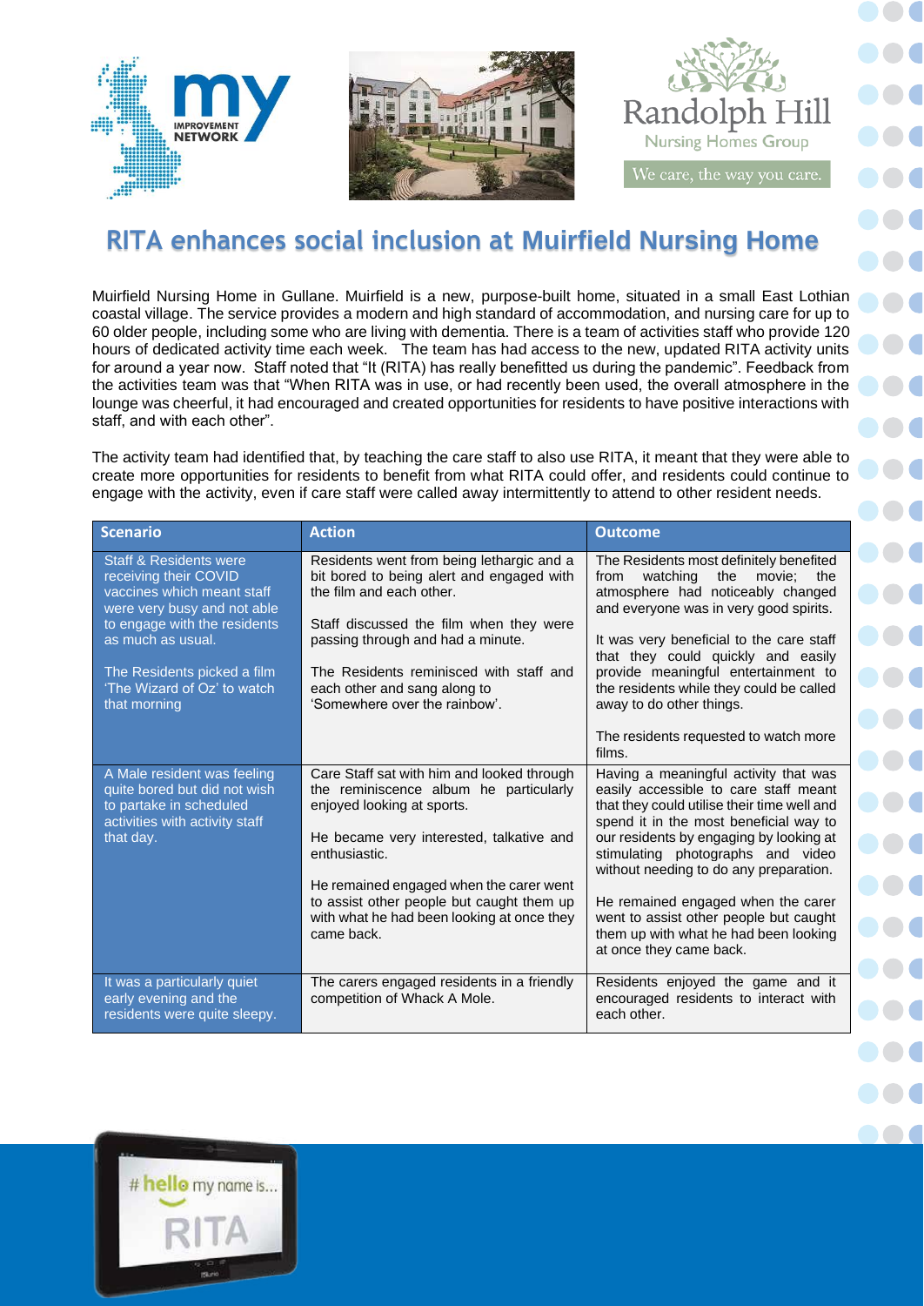# RITA enhances social inclusion at Muirfield Nursing Home

Muirfield Nursing Home in Gullane. Muirfield is a new, purpose-built home, situated in a small East Lothian coastal village. The service provides a modern and high standard of accommodation, and nursing care for up to 60 older people, including some who are living with dementia. There is a team of activities staff who provide 120 hours of dedicated activity time each week. The team has had access to the new, updated RITA activity units for around a year now. Staff noted that "It (RITA) has really benefitted us during the pandemic". Feedback from the activities team was that "When RITA was in use, or had recently been used, the overall atmosphere in the lounge was cheerful, it had encouraged and created opportunities for residents to have positive interactions with staff, and with each other".

The activity team had identified that, by teaching the care staff to also use RITA, it meant that they were able to create more opportunities for residents to benefit from what RITA could offer, and residents could continue to engage with the activity, even if care staff were called away intermittently to attend to other resident needs.

| Scenario | Action | Outcome |
|---|---|---|
| Staff & Residents were receiving their COVID vaccines which meant staff were very busy and not able to engage with the residents as much as usual.<br><br>The Residents picked a film 'The Wizard of Oz' to watch that morning | Residents went from being lethargic and a bit bored to being alert and engaged with the film and each other.<br><br>Staff discussed the film when they were passing through and had a minute.<br><br>The Residents reminisced with staff and each other and sang along to 'Somewhere over the rainbow'. | The Residents most definitely benefited from watching the movie; the atmosphere had noticeably changed and everyone was in very good spirits.<br><br>It was very beneficial to the care staff that they could quickly and easily provide meaningful entertainment to the residents while they could be called away to do other things.<br><br>The residents requested to watch more films. |
| A Male resident was feeling quite bored but did not wish to partake in scheduled activities with activity staff that day. | Care Staff sat with him and looked through the reminiscence album he particularly enjoyed looking at sports.<br><br>He became very interested, talkative and enthusiastic.<br><br>He remained engaged when the carer went to assist other people but caught them up with what he had been looking at once they came back. | Having a meaningful activity that was easily accessible to care staff meant that they could utilise their time well and spend it in the most beneficial way to our residents by engaging by looking at stimulating photographs and video without needing to do any preparation.<br><br>He remained engaged when the carer went to assist other people but caught them up with what he had been looking at once they came back. |
| It was a particularly quiet early evening and the residents were quite sleepy. | The carers engaged residents in a friendly competition of Whack A Mole. | Residents enjoyed the game and it encouraged residents to interact with each other. |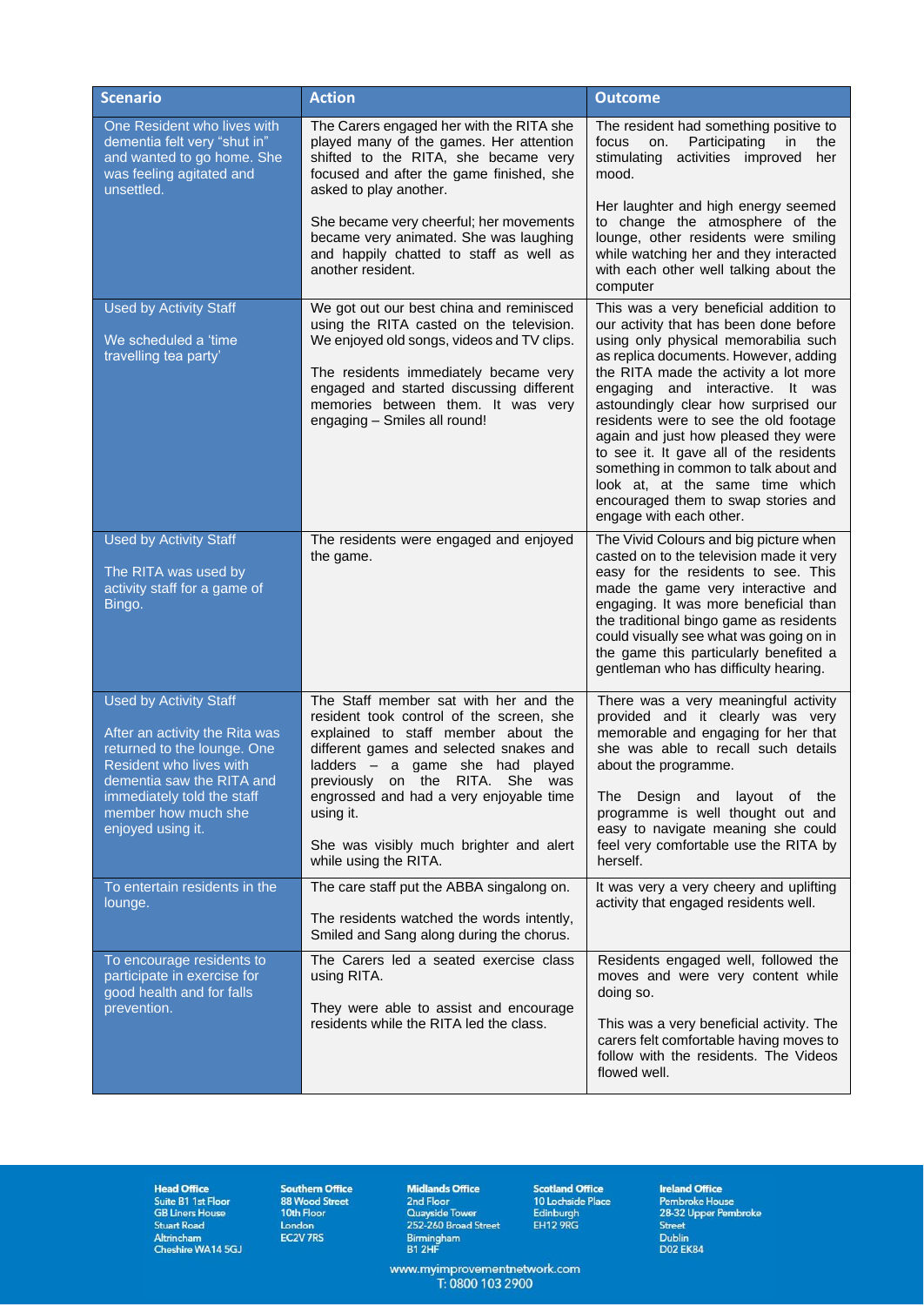| Scenario | Action | Outcome |
| --- | --- | --- |
| One Resident who lives with dementia felt very "shut in" and wanted to go home. She was feeling agitated and unsettled. | The Carers engaged her with the RITA she played many of the games. Her attention shifted to the RITA, she became very focused and after the game finished, she asked to play another.<br><br>She became very cheerful; her movements became very animated. She was laughing and happily chatted to staff as well as another resident. | The resident had something positive to focus on. Participating in the stimulating activities improved her mood.<br><br>Her laughter and high energy seemed to change the atmosphere of the lounge, other residents were smiling while watching her and they interacted with each other well talking about the computer |
| Used by Activity Staff<br><br>We scheduled a 'time travelling tea party' | We got out our best china and reminisced using the RITA casted on the television. We enjoyed old songs, videos and TV clips.<br><br>The residents immediately became very engaged and started discussing different memories between them. It was very engaging – Smiles all round! | This was a very beneficial addition to our activity that has been done before using only physical memorabilia such as replica documents. However, adding the RITA made the activity a lot more engaging and interactive. It was astoundingly clear how surprised our residents were to see the old footage again and just how pleased they were to see it. It gave all of the residents something in common to talk about and look at, at the same time which encouraged them to swap stories and engage with each other. |
| Used by Activity Staff<br><br>The RITA was used by activity staff for a game of Bingo. | The residents were engaged and enjoyed the game. | The Vivid Colours and big picture when casted on to the television made it very easy for the residents to see. This made the game very interactive and engaging. It was more beneficial than the traditional bingo game as residents could visually see what was going on in the game this particularly benefited a gentleman who has difficulty hearing. |
| Used by Activity Staff<br><br>After an activity the Rita was returned to the lounge. One Resident who lives with dementia saw the RITA and immediately told the staff member how much she enjoyed using it. | The Staff member sat with her and the resident took control of the screen, she explained to staff member about the different games and selected snakes and ladders – a game she had played previously on the RITA. She was engrossed and had a very enjoyable time using it.<br><br>She was visibly much brighter and alert while using the RITA. | There was a very meaningful activity provided and it clearly was very memorable and engaging for her that she was able to recall such details about the programme.<br><br>The Design and layout of the programme is well thought out and easy to navigate meaning she could feel very comfortable use the RITA by herself. |
| To entertain residents in the lounge. | The care staff put the ABBA singalong on.<br><br>The residents watched the words intently, Smiled and Sang along during the chorus. | It was very a very cheery and uplifting activity that engaged residents well. |
| To encourage residents to participate in exercise for good health and for falls prevention. | The Carers led a seated exercise class using RITA.<br><br>They were able to assist and encourage residents while the RITA led the class. | Residents engaged well, followed the moves and were very content while doing so.<br><br>This was a very beneficial activity. The carers felt comfortable having moves to follow with the residents. The Videos flowed well. |

**Head Office**
Suite B1 1st Floor
GB Liners House
Stuart Road
Altrincham
Cheshire WA14 5GJ

**Southern Office**
88 Wood Street
10th Floor
London
EC2V 7RS

**Midlands Office**
2nd Floor
Quayside Tower
252-260 Broad Street
Birmingham
B1 2HF

**Scotland Office**
10 Lochside Place
Edinburgh
EH12 9RG

**Ireland Office**
Pembroke House
28-32 Upper Pembroke
Street
Dublin
D02 EK84

www.myimprovementnetwork.com
T: 0800 103 2900